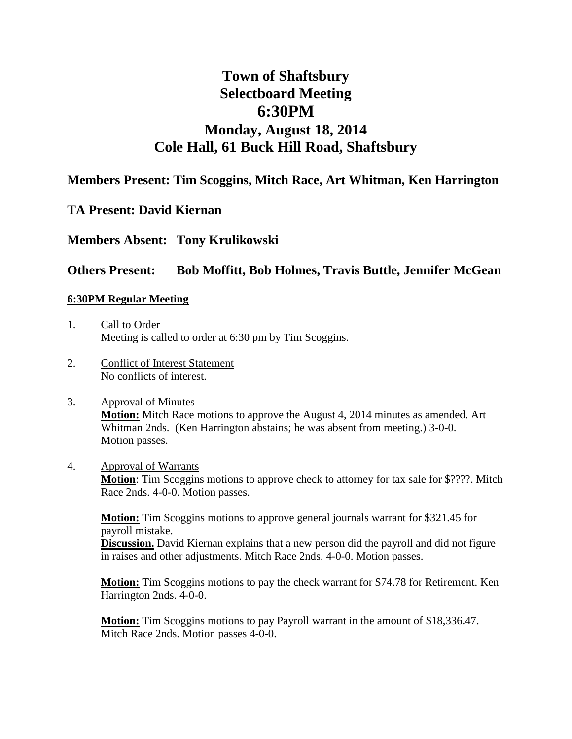# Town of Shaftsbury
# Selectboard Meeting
# 6:30PM
## Monday, August 18, 2014
## Cole Hall, 61 Buck Hill Road, Shaftsbury

### Members Present: Tim Scoggins, Mitch Race, Art Whitman, Ken Harrington

### TA Present: David Kiernan

### Members Absent: Tony Krulikowski

### Others Present: Bob Moffitt, Bob Holmes, Travis Buttle, Jennifer McGean

**6:30PM Regular Meeting**

1. Call to Order
   Meeting is called to order at 6:30 pm by Tim Scoggins.

2. Conflict of Interest Statement
   No conflicts of interest.

3. Approval of Minutes
   **Motion:** Mitch Race motions to approve the August 4, 2014 minutes as amended. Art Whitman 2nds. (Ken Harrington abstains; he was absent from meeting.) 3-0-0. Motion passes.

4. Approval of Warrants
   **Motion**: Tim Scoggins motions to approve check to attorney for tax sale for $????. Mitch Race 2nds. 4-0-0. Motion passes.

   **Motion:** Tim Scoggins motions to approve general journals warrant for $321.45 for payroll mistake.
   **Discussion.** David Kiernan explains that a new person did the payroll and did not figure in raises and other adjustments. Mitch Race 2nds. 4-0-0. Motion passes.

   **Motion:** Tim Scoggins motions to pay the check warrant for $74.78 for Retirement. Ken Harrington 2nds. 4-0-0.

   **Motion:** Tim Scoggins motions to pay Payroll warrant in the amount of $18,336.47. Mitch Race 2nds. Motion passes 4-0-0.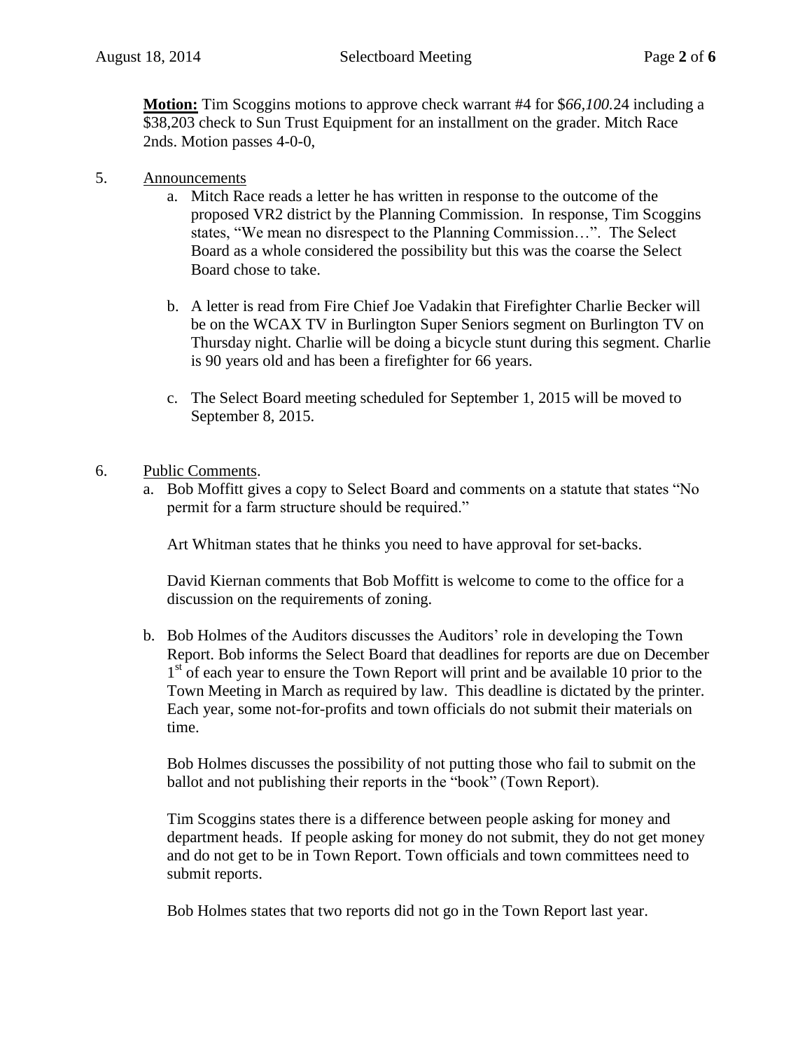**Motion:** Tim Scoggins motions to approve check warrant #4 for $*66,100.*24 including a $38,203 check to Sun Trust Equipment for an installment on the grader. Mitch Race 2nds. Motion passes 4-0-0,

5. Announcements
   a. Mitch Race reads a letter he has written in response to the outcome of the proposed VR2 district by the Planning Commission. In response, Tim Scoggins states, "We mean no disrespect to the Planning Commission…". The Select Board as a whole considered the possibility but this was the coarse the Select Board chose to take.

   b. A letter is read from Fire Chief Joe Vadakin that Firefighter Charlie Becker will be on the WCAX TV in Burlington Super Seniors segment on Burlington TV on Thursday night. Charlie will be doing a bicycle stunt during this segment. Charlie is 90 years old and has been a firefighter for 66 years.

   c. The Select Board meeting scheduled for September 1, 2015 will be moved to September 8, 2015.

6. Public Comments.
   a. Bob Moffitt gives a copy to Select Board and comments on a statute that states "No permit for a farm structure should be required."

   Art Whitman states that he thinks you need to have approval for set-backs.

   David Kiernan comments that Bob Moffitt is welcome to come to the office for a discussion on the requirements of zoning.

   b. Bob Holmes of the Auditors discusses the Auditors' role in developing the Town Report. Bob informs the Select Board that deadlines for reports are due on December 1st of each year to ensure the Town Report will print and be available 10 prior to the Town Meeting in March as required by law. This deadline is dictated by the printer. Each year, some not-for-profits and town officials do not submit their materials on time.

   Bob Holmes discusses the possibility of not putting those who fail to submit on the ballot and not publishing their reports in the "book" (Town Report).

   Tim Scoggins states there is a difference between people asking for money and department heads. If people asking for money do not submit, they do not get money and do not get to be in Town Report. Town officials and town committees need to submit reports.

   Bob Holmes states that two reports did not go in the Town Report last year.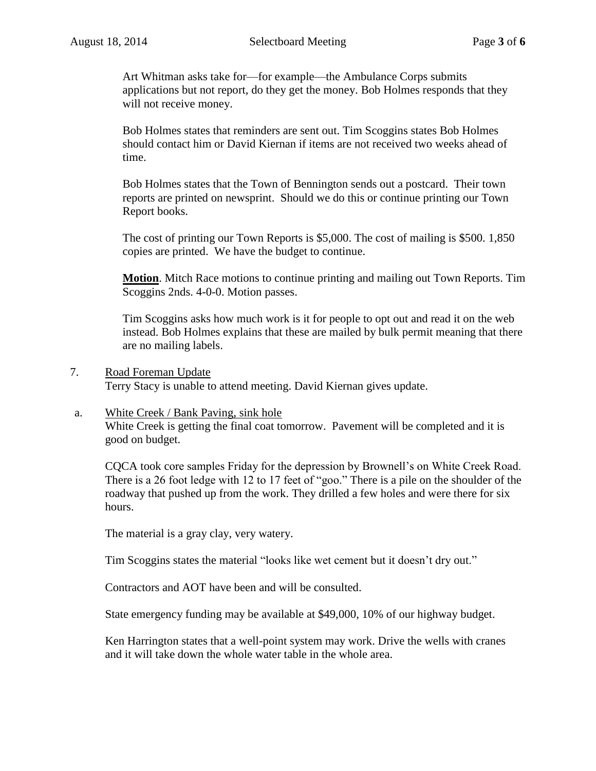Art Whitman asks take for—for example—the Ambulance Corps submits applications but not report, do they get the money. Bob Holmes responds that they will not receive money.

Bob Holmes states that reminders are sent out. Tim Scoggins states Bob Holmes should contact him or David Kiernan if items are not received two weeks ahead of time.

Bob Holmes states that the Town of Bennington sends out a postcard. Their town reports are printed on newsprint. Should we do this or continue printing our Town Report books.

The cost of printing our Town Reports is $5,000. The cost of mailing is $500. 1,850 copies are printed. We have the budget to continue.

**Motion**. Mitch Race motions to continue printing and mailing out Town Reports. Tim Scoggins 2nds. 4-0-0. Motion passes.

Tim Scoggins asks how much work is it for people to opt out and read it on the web instead. Bob Holmes explains that these are mailed by bulk permit meaning that there are no mailing labels.

7. Road Foreman Update

Terry Stacy is unable to attend meeting. David Kiernan gives update.

a. White Creek / Bank Paving, sink hole

White Creek is getting the final coat tomorrow. Pavement will be completed and it is good on budget.

CQCA took core samples Friday for the depression by Brownell's on White Creek Road. There is a 26 foot ledge with 12 to 17 feet of "goo." There is a pile on the shoulder of the roadway that pushed up from the work. They drilled a few holes and were there for six hours.

The material is a gray clay, very watery.

Tim Scoggins states the material "looks like wet cement but it doesn't dry out."

Contractors and AOT have been and will be consulted.

State emergency funding may be available at $49,000, 10% of our highway budget.

Ken Harrington states that a well-point system may work. Drive the wells with cranes and it will take down the whole water table in the whole area.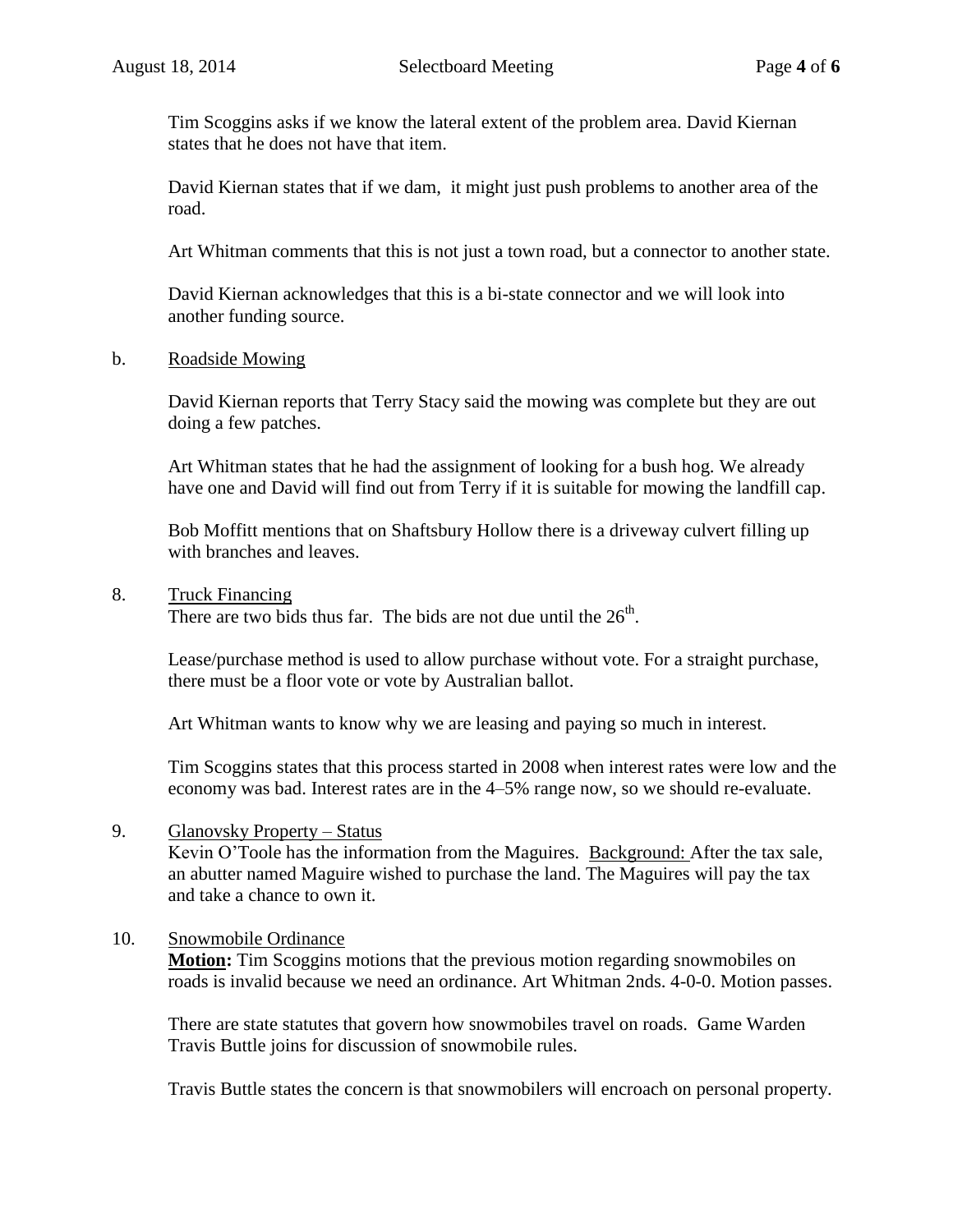Tim Scoggins asks if we know the lateral extent of the problem area. David Kiernan states that he does not have that item.

David Kiernan states that if we dam, it might just push problems to another area of the road.

Art Whitman comments that this is not just a town road, but a connector to another state.

David Kiernan acknowledges that this is a bi-state connector and we will look into another funding source.

b. Roadside Mowing

David Kiernan reports that Terry Stacy said the mowing was complete but they are out doing a few patches.

Art Whitman states that he had the assignment of looking for a bush hog. We already have one and David will find out from Terry if it is suitable for mowing the landfill cap.

Bob Moffitt mentions that on Shaftsbury Hollow there is a driveway culvert filling up with branches and leaves.

8. Truck Financing

There are two bids thus far. The bids are not due until the 26th.

Lease/purchase method is used to allow purchase without vote. For a straight purchase, there must be a floor vote or vote by Australian ballot.

Art Whitman wants to know why we are leasing and paying so much in interest.

Tim Scoggins states that this process started in 2008 when interest rates were low and the economy was bad. Interest rates are in the 4–5% range now, so we should re-evaluate.

9. Glanovsky Property – Status

Kevin O'Toole has the information from the Maguires. Background: After the tax sale, an abutter named Maguire wished to purchase the land. The Maguires will pay the tax and take a chance to own it.

10. Snowmobile Ordinance

**Motion:** Tim Scoggins motions that the previous motion regarding snowmobiles on roads is invalid because we need an ordinance. Art Whitman 2nds. 4-0-0. Motion passes.

There are state statutes that govern how snowmobiles travel on roads. Game Warden Travis Buttle joins for discussion of snowmobile rules.

Travis Buttle states the concern is that snowmobilers will encroach on personal property.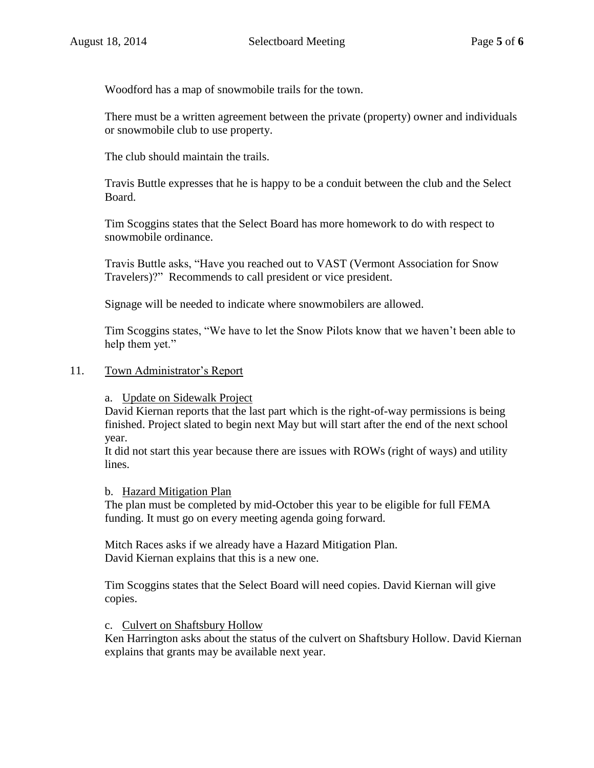Woodford has a map of snowmobile trails for the town.

There must be a written agreement between the private (property) owner and individuals or snowmobile club to use property.

The club should maintain the trails.

Travis Buttle expresses that he is happy to be a conduit between the club and the Select Board.

Tim Scoggins states that the Select Board has more homework to do with respect to snowmobile ordinance.

Travis Buttle asks, "Have you reached out to VAST (Vermont Association for Snow Travelers)?" Recommends to call president or vice president.

Signage will be needed to indicate where snowmobilers are allowed.

Tim Scoggins states, "We have to let the Snow Pilots know that we haven't been able to help them yet."

11. <u>Town Administrator's Report</u>

a. <u>Update on Sidewalk Project</u>
David Kiernan reports that the last part which is the right-of-way permissions is being finished. Project slated to begin next May but will start after the end of the next school year.
It did not start this year because there are issues with ROWs (right of ways) and utility lines.

b. <u>Hazard Mitigation Plan</u>
The plan must be completed by mid-October this year to be eligible for full FEMA funding. It must go on every meeting agenda going forward.

Mitch Races asks if we already have a Hazard Mitigation Plan.
David Kiernan explains that this is a new one.

Tim Scoggins states that the Select Board will need copies. David Kiernan will give copies.

c. <u>Culvert on Shaftsbury Hollow</u>
Ken Harrington asks about the status of the culvert on Shaftsbury Hollow. David Kiernan explains that grants may be available next year.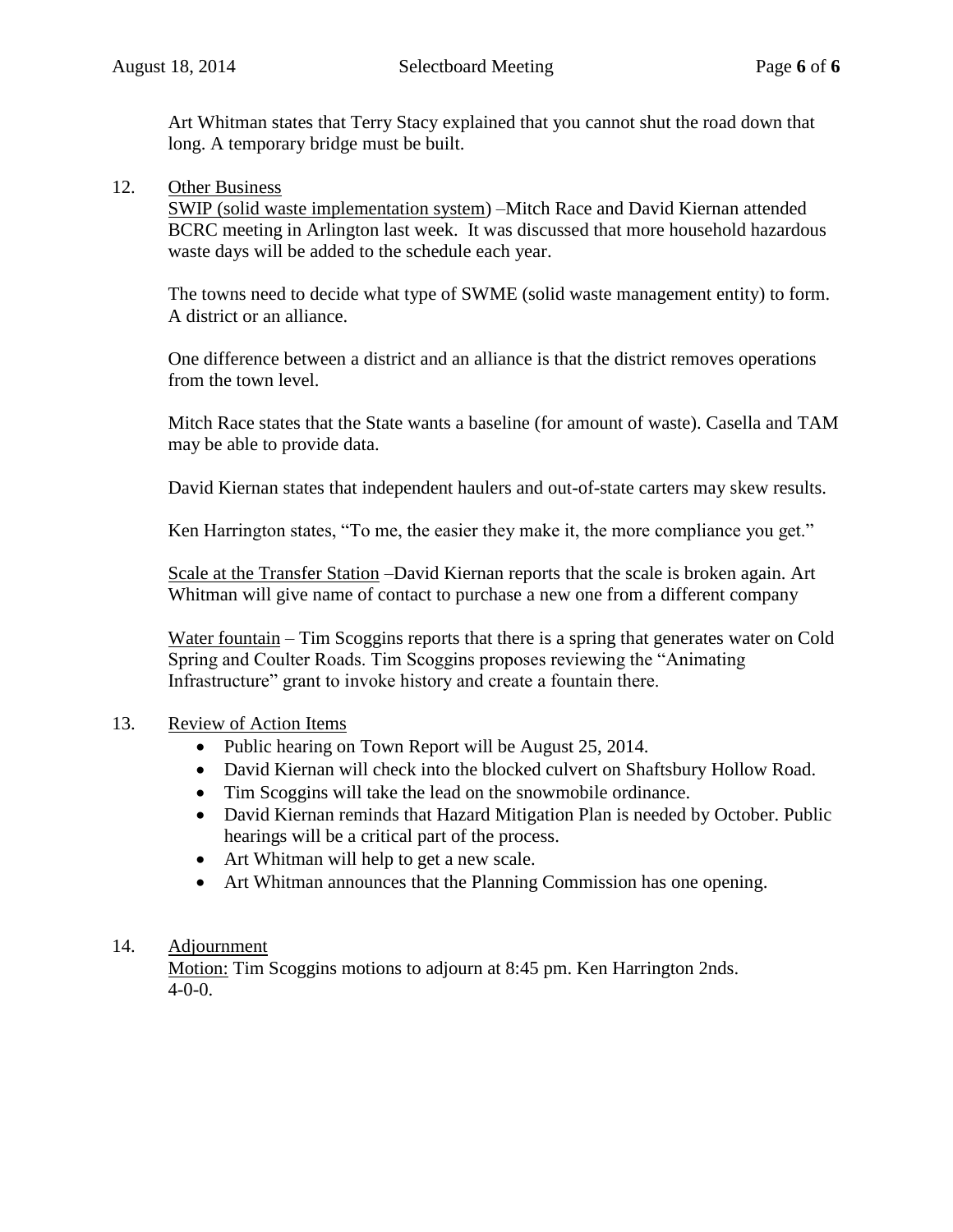Art Whitman states that Terry Stacy explained that you cannot shut the road down that long. A temporary bridge must be built.

12. Other Business

SWIP (solid waste implementation system) –Mitch Race and David Kiernan attended BCRC meeting in Arlington last week. It was discussed that more household hazardous waste days will be added to the schedule each year.

The towns need to decide what type of SWME (solid waste management entity) to form. A district or an alliance.

One difference between a district and an alliance is that the district removes operations from the town level.

Mitch Race states that the State wants a baseline (for amount of waste). Casella and TAM may be able to provide data.

David Kiernan states that independent haulers and out-of-state carters may skew results.

Ken Harrington states, "To me, the easier they make it, the more compliance you get."

Scale at the Transfer Station –David Kiernan reports that the scale is broken again. Art Whitman will give name of contact to purchase a new one from a different company

Water fountain – Tim Scoggins reports that there is a spring that generates water on Cold Spring and Coulter Roads. Tim Scoggins proposes reviewing the "Animating Infrastructure" grant to invoke history and create a fountain there.

13. Review of Action Items

- Public hearing on Town Report will be August 25, 2014.
- David Kiernan will check into the blocked culvert on Shaftsbury Hollow Road.
- Tim Scoggins will take the lead on the snowmobile ordinance.
- David Kiernan reminds that Hazard Mitigation Plan is needed by October. Public hearings will be a critical part of the process.
- Art Whitman will help to get a new scale.
- Art Whitman announces that the Planning Commission has one opening.

14. Adjournment

Motion: Tim Scoggins motions to adjourn at 8:45 pm. Ken Harrington 2nds. 4-0-0.